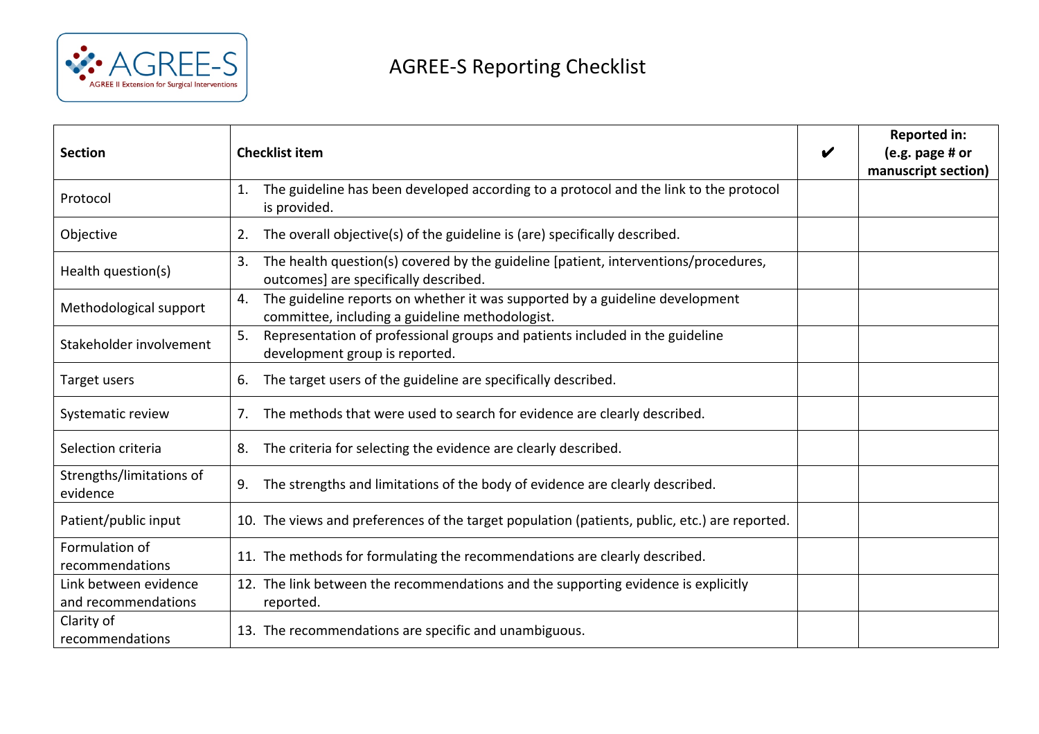AGREE-S
AGREE II Extension for Surgical Interventions

# AGREE-S Reporting Checklist

| Section | Checklist item | ✔ | Reported in: (e.g. page # or manuscript section) |
|---|---|---|---|
| Protocol | 1. The guideline has been developed according to a protocol and the link to the protocol is provided. | | |
| Objective | 2. The overall objective(s) of the guideline is (are) specifically described. | | |
| Health question(s) | 3. The health question(s) covered by the guideline [patient, interventions/procedures, outcomes] are specifically described. | | |
| Methodological support | 4. The guideline reports on whether it was supported by a guideline development committee, including a guideline methodologist. | | |
| Stakeholder involvement | 5. Representation of professional groups and patients included in the guideline development group is reported. | | |
| Target users | 6. The target users of the guideline are specifically described. | | |
| Systematic review | 7. The methods that were used to search for evidence are clearly described. | | |
| Selection criteria | 8. The criteria for selecting the evidence are clearly described. | | |
| Strengths/limitations of evidence | 9. The strengths and limitations of the body of evidence are clearly described. | | |
| Patient/public input | 10. The views and preferences of the target population (patients, public, etc.) are reported. | | |
| Formulation of recommendations | 11. The methods for formulating the recommendations are clearly described. | | |
| Link between evidence and recommendations | 12. The link between the recommendations and the supporting evidence is explicitly reported. | | |
| Clarity of recommendations | 13. The recommendations are specific and unambiguous. | | |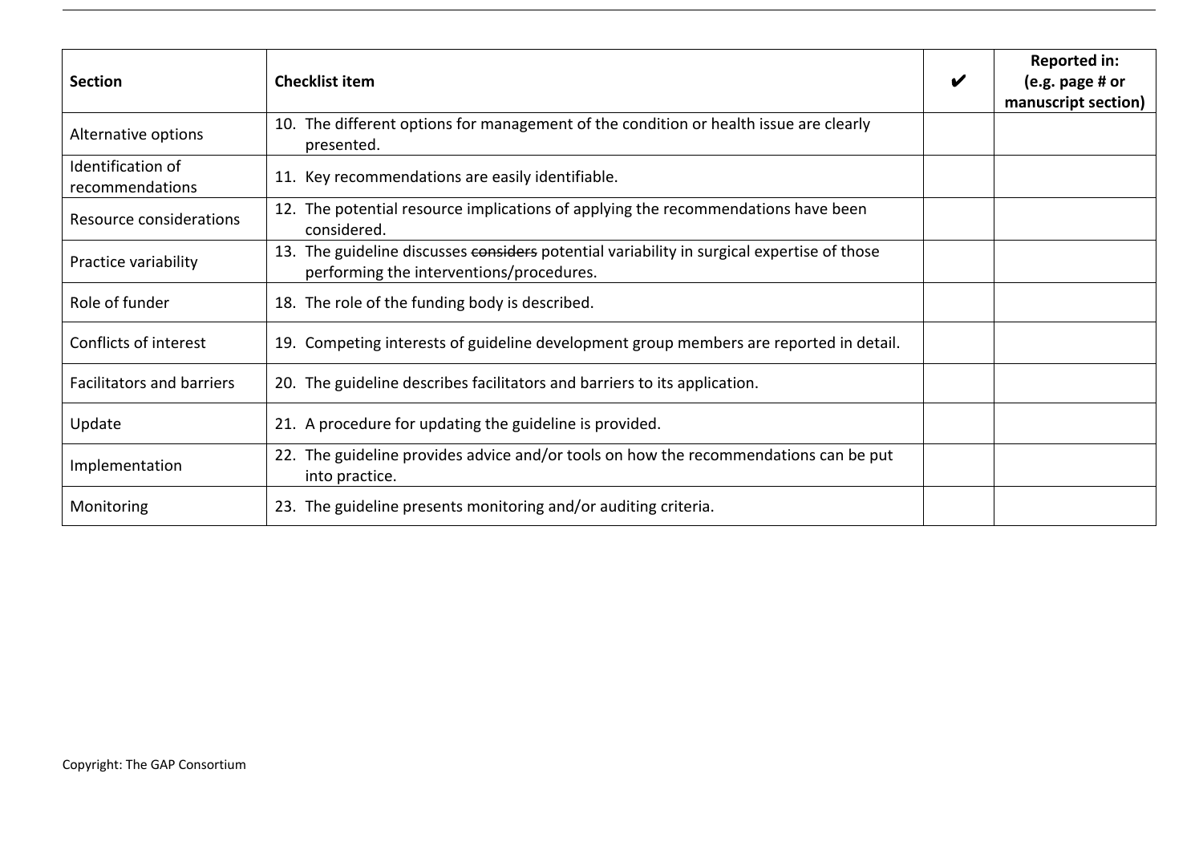| Section | Checklist item | ✔ | Reported in: (e.g. page # or manuscript section) |
|---|---|---|---|
| Alternative options | 10. The different options for management of the condition or health issue are clearly presented. | | |
| Identification of recommendations | 11. Key recommendations are easily identifiable. | | |
| Resource considerations | 12. The potential resource implications of applying the recommendations have been considered. | | |
| Practice variability | 13. The guideline discusses ~~considers~~ potential variability in surgical expertise of those performing the interventions/procedures. | | |
| Role of funder | 18. The role of the funding body is described. | | |
| Conflicts of interest | 19. Competing interests of guideline development group members are reported in detail. | | |
| Facilitators and barriers | 20. The guideline describes facilitators and barriers to its application. | | |
| Update | 21. A procedure for updating the guideline is provided. | | |
| Implementation | 22. The guideline provides advice and/or tools on how the recommendations can be put into practice. | | |
| Monitoring | 23. The guideline presents monitoring and/or auditing criteria. | | |

Copyright: The GAP Consortium